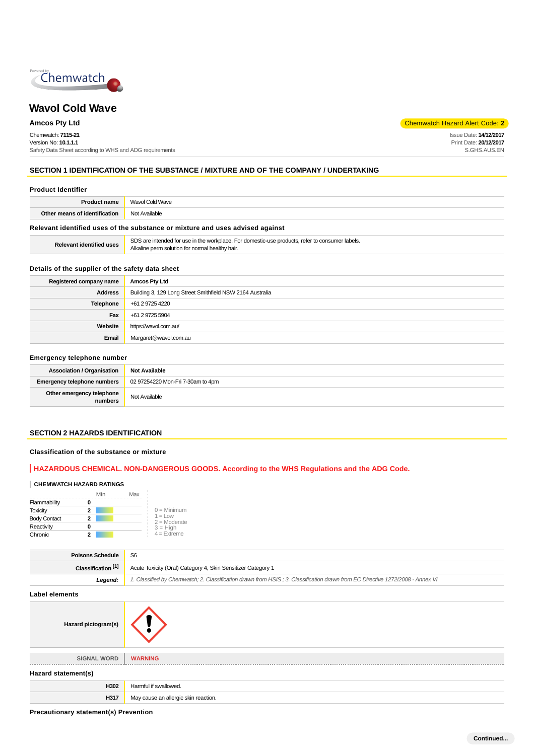# Wavol Cold Wave

**Amcos Pty Ltd**

Chemwatch Hazard Alert Code: **2**

Chemwatch: **7115-21**
Version No: **10.1.1.1**
Safety Data Sheet according to WHS and ADG requirements

Issue Date: **14/12/2017**
Print Date: **20/12/2017**
S.GHS.AUS.EN

## SECTION 1 IDENTIFICATION OF THE SUBSTANCE / MIXTURE AND OF THE COMPANY / UNDERTAKING

### Product Identifier

| | |
|---|---|
| **Product name** | Wavol Cold Wave |
| **Other means of identification** | Not Available |

### Relevant identified uses of the substance or mixture and uses advised against

| | |
|---|---|
| **Relevant identified uses** | SDS are intended for use in the workplace. For domestic-use products, refer to consumer labels. Alkaline perm solution for normal healthy hair. |

### Details of the supplier of the safety data sheet

| | |
|---|---|
| **Registered company name** | **Amcos Pty Ltd** |
| **Address** | Building 3, 129 Long Street Smithfield NSW 2164 Australia |
| **Telephone** | +61 2 9725 4220 |
| **Fax** | +61 2 9725 5904 |
| **Website** | https://wavol.com.au/ |
| **Email** | Margaret@wavol.com.au |

### Emergency telephone number

| | |
|---|---|
| **Association / Organisation** | **Not Available** |
| **Emergency telephone numbers** | 02 97254220 Mon-Fri 7-30am to 4pm |
| **Other emergency telephone numbers** | Not Available |

## SECTION 2 HAZARDS IDENTIFICATION

### Classification of the substance or mixture

**HAZARDOUS CHEMICAL. NON-DANGEROUS GOODS. According to the WHS Regulations and the ADG Code.**

**CHEMWATCH HAZARD RATINGS**

| | | Min | Max |
|---|---|---|---|
| Flammability | 0 | | |
| Toxicity | 2 | | |
| Body Contact | 2 | | |
| Reactivity | 0 | | |
| Chronic | 2 | | |

0 = Minimum
1 = Low
2 = Moderate
3 = High
4 = Extreme

| | |
|---|---|
| **Poisons Schedule** | S6 |
| **Classification [1]** | Acute Toxicity (Oral) Category 4, Skin Sensitizer Category 1 |
| ***Legend:*** | *1. Classified by Chemwatch; 2. Classification drawn from HSIS ; 3. Classification drawn from EC Directive 1272/2008 - Annex VI* |

### Label elements

| | |
|---|---|
| **Hazard pictogram(s)** | |
| **SIGNAL WORD** | **WARNING** |

### Hazard statement(s)

| | |
|---|---|
| **H302** | Harmful if swallowed. |
| **H317** | May cause an allergic skin reaction. |

### Precautionary statement(s) Prevention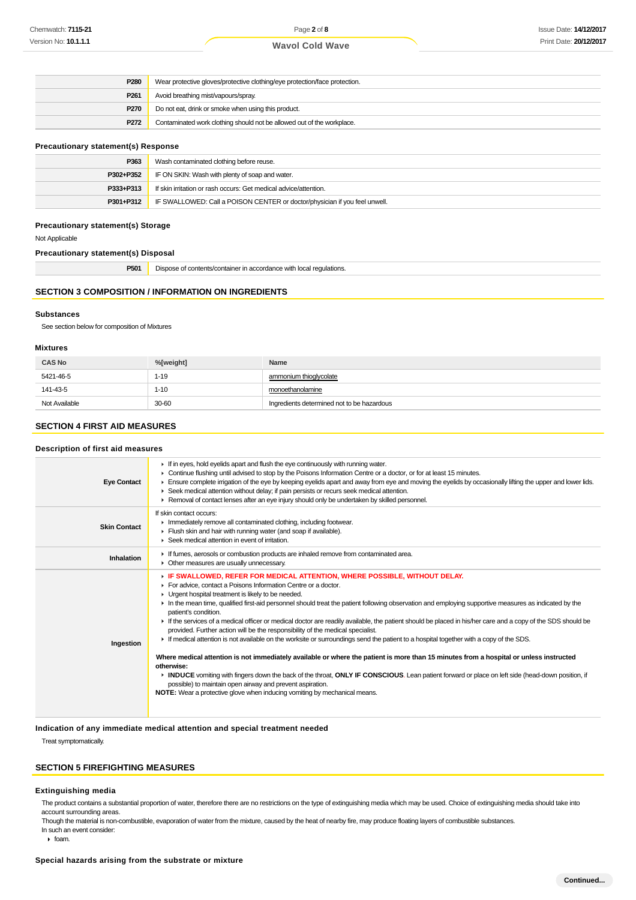| | |
|---|---|
| **P280** | Wear protective gloves/protective clothing/eye protection/face protection. |
| **P261** | Avoid breathing mist/vapours/spray. |
| **P270** | Do not eat, drink or smoke when using this product. |
| **P272** | Contaminated work clothing should not be allowed out of the workplace. |

### Precautionary statement(s) Response

| | |
|---|---|
| **P363** | Wash contaminated clothing before reuse. |
| **P302+P352** | IF ON SKIN: Wash with plenty of soap and water. |
| **P333+P313** | If skin irritation or rash occurs: Get medical advice/attention. |
| **P301+P312** | IF SWALLOWED: Call a POISON CENTER or doctor/physician if you feel unwell. |

### Precautionary statement(s) Storage

Not Applicable

### Precautionary statement(s) Disposal

| | |
|---|---|
| **P501** | Dispose of contents/container in accordance with local regulations. |

## SECTION 3 COMPOSITION / INFORMATION ON INGREDIENTS

### Substances

See section below for composition of Mixtures

### Mixtures

| CAS No | %[weight] | Name |
|---|---|---|
| 5421-46-5 | 1-19 | ammonium thioglycolate |
| 141-43-5 | 1-10 | monoethanolamine |
| Not Available | 30-60 | Ingredients determined not to be hazardous |

## SECTION 4 FIRST AID MEASURES

### Description of first aid measures

| | |
|---|---|
| **Eye Contact** | ▸ If in eyes, hold eyelids apart and flush the eye continuously with running water.<br>▸ Continue flushing until advised to stop by the Poisons Information Centre or a doctor, or for at least 15 minutes.<br>▸ Ensure complete irrigation of the eye by keeping eyelids apart and away from eye and moving the eyelids by occasionally lifting the upper and lower lids.<br>▸ Seek medical attention without delay; if pain persists or recurs seek medical attention.<br>▸ Removal of contact lenses after an eye injury should only be undertaken by skilled personnel. |
| **Skin Contact** | If skin contact occurs:<br>▸ Immediately remove all contaminated clothing, including footwear.<br>▸ Flush skin and hair with running water (and soap if available).<br>▸ Seek medical attention in event of irritation. |
| **Inhalation** | ▸ If fumes, aerosols or combustion products are inhaled remove from contaminated area.<br>▸ Other measures are usually unnecessary. |
| **Ingestion** | ▸ **IF SWALLOWED, REFER FOR MEDICAL ATTENTION, WHERE POSSIBLE, WITHOUT DELAY.**<br>▸ For advice, contact a Poisons Information Centre or a doctor.<br>▸ Urgent hospital treatment is likely to be needed.<br>▸ In the mean time, qualified first-aid personnel should treat the patient following observation and employing supportive measures as indicated by the patient's condition.<br>▸ If the services of a medical officer or medical doctor are readily available, the patient should be placed in his/her care and a copy of the SDS should be provided. Further action will be the responsibility of the medical specialist.<br>▸ If medical attention is not available on the worksite or surroundings send the patient to a hospital together with a copy of the SDS.<br><br>**Where medical attention is not immediately available or where the patient is more than 15 minutes from a hospital or unless instructed otherwise:**<br>▸ **INDUCE** vomiting with fingers down the back of the throat, **ONLY IF CONSCIOUS**. Lean patient forward or place on left side (head-down position, if possible) to maintain open airway and prevent aspiration.<br>**NOTE:** Wear a protective glove when inducing vomiting by mechanical means. |

### Indication of any immediate medical attention and special treatment needed

Treat symptomatically.

## SECTION 5 FIREFIGHTING MEASURES

### Extinguishing media

The product contains a substantial proportion of water, therefore there are no restrictions on the type of extinguishing media which may be used. Choice of extinguishing media should take into account surrounding areas.
Though the material is non-combustible, evaporation of water from the mixture, caused by the heat of nearby fire, may produce floating layers of combustible substances.
In such an event consider:

- foam.

### Special hazards arising from the substrate or mixture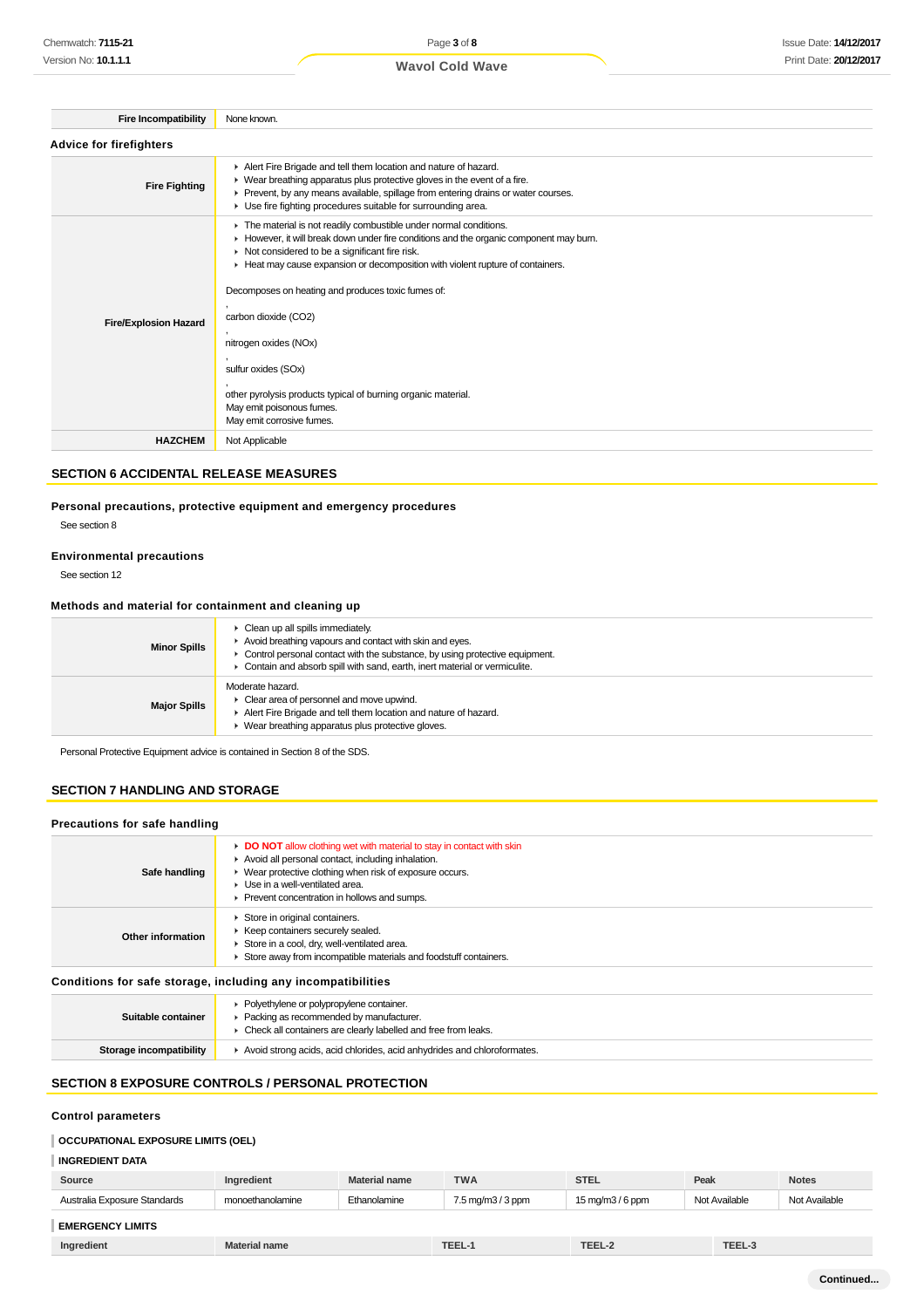| Fire Incompatibility | None known. |
|---|---|

### Advice for firefighters

| | |
|---|---|
| **Fire Fighting** | ▸ Alert Fire Brigade and tell them location and nature of hazard.<br>▸ Wear breathing apparatus plus protective gloves in the event of a fire.<br>▸ Prevent, by any means available, spillage from entering drains or water courses.<br>▸ Use fire fighting procedures suitable for surrounding area. |
| **Fire/Explosion Hazard** | ▸ The material is not readily combustible under normal conditions.<br>▸ However, it will break down under fire conditions and the organic component may burn.<br>▸ Not considered to be a significant fire risk.<br>▸ Heat may cause expansion or decomposition with violent rupture of containers.<br><br>Decomposes on heating and produces toxic fumes of:<br>,<br>carbon dioxide ($CO_2$)<br>,<br>nitrogen oxides (NOx)<br>,<br>sulfur oxides (SOx)<br>,<br>other pyrolysis products typical of burning organic material.<br>May emit poisonous fumes.<br>May emit corrosive fumes. |
| **HAZCHEM** | Not Applicable |

## SECTION 6 ACCIDENTAL RELEASE MEASURES

### Personal precautions, protective equipment and emergency procedures

See section 8

### Environmental precautions

See section 12

### Methods and material for containment and cleaning up

| | |
|---|---|
| **Minor Spills** | ▸ Clean up all spills immediately.<br>▸ Avoid breathing vapours and contact with skin and eyes.<br>▸ Control personal contact with the substance, by using protective equipment.<br>▸ Contain and absorb spill with sand, earth, inert material or vermiculite. |
| **Major Spills** | Moderate hazard.<br>▸ Clear area of personnel and move upwind.<br>▸ Alert Fire Brigade and tell them location and nature of hazard.<br>▸ Wear breathing apparatus plus protective gloves. |

Personal Protective Equipment advice is contained in Section 8 of the SDS.

## SECTION 7 HANDLING AND STORAGE

### Precautions for safe handling

| | |
|---|---|
| **Safe handling** | ▸ **DO NOT** allow clothing wet with material to stay in contact with skin<br>▸ Avoid all personal contact, including inhalation.<br>▸ Wear protective clothing when risk of exposure occurs.<br>▸ Use in a well-ventilated area.<br>▸ Prevent concentration in hollows and sumps. |
| **Other information** | ▸ Store in original containers.<br>▸ Keep containers securely sealed.<br>▸ Store in a cool, dry, well-ventilated area.<br>▸ Store away from incompatible materials and foodstuff containers. |

### Conditions for safe storage, including any incompatibilities

| | |
|---|---|
| **Suitable container** | ▸ Polyethylene or polypropylene container.<br>▸ Packing as recommended by manufacturer.<br>▸ Check all containers are clearly labelled and free from leaks. |
| **Storage incompatibility** | ▸ Avoid strong acids, acid chlorides, acid anhydrides and chloroformates. |

## SECTION 8 EXPOSURE CONTROLS / PERSONAL PROTECTION

### Control parameters

#### OCCUPATIONAL EXPOSURE LIMITS (OEL)

#### INGREDIENT DATA

| Source | Ingredient | Material name | TWA | STEL | Peak | Notes |
|---|---|---|---|---|---|---|
| Australia Exposure Standards | monoethanolamine | Ethanolamine | 7.5 mg/m3 / 3 ppm | 15 mg/m3 / 6 ppm | Not Available | Not Available |

#### EMERGENCY LIMITS

| Ingredient | Material name | TEEL-1 | TEEL-2 | TEEL-3 |
|---|---|---|---|---|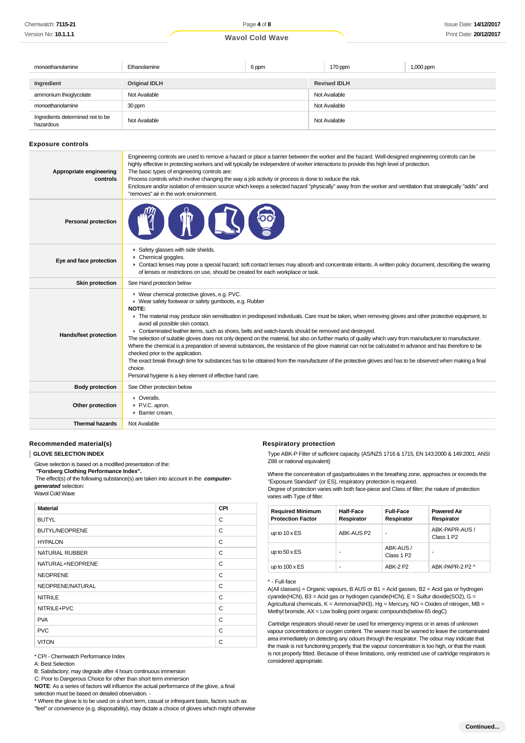| monoethanolamine | Ethanolamine | 6 ppm | 170 ppm | 1,000 ppm |
|---|---|---|---|---|

| Ingredient | Original IDLH | Revised IDLH |
|---|---|---|
| ammonium thioglycolate | Not Available | Not Available |
| monoethanolamine | 30 ppm | Not Available |
| Ingredients determined not to be hazardous | Not Available | Not Available |

## Exposure controls

| | |
|---|---|
| **Appropriate engineering controls** | Engineering controls are used to remove a hazard or place a barrier between the worker and the hazard. Well-designed engineering controls can be highly effective in protecting workers and will typically be independent of worker interactions to provide this high level of protection.<br>The basic types of engineering controls are:<br>Process controls which involve changing the way a job activity or process is done to reduce the risk.<br>Enclosure and/or isolation of emission source which keeps a selected hazard "physically" away from the worker and ventilation that strategically "adds" and "removes" air in the work environment. |
| **Personal protection** | |
| **Eye and face protection** | ▸ Safety glasses with side shields.<br>▸ Chemical goggles.<br>▸ Contact lenses may pose a special hazard; soft contact lenses may absorb and concentrate irritants. A written policy document, describing the wearing of lenses or restrictions on use, should be created for each workplace or task. |
| **Skin protection** | See Hand protection below |
| **Hands/feet protection** | ▸ Wear chemical protective gloves, e.g. PVC.<br>▸ Wear safety footwear or safety gumboots, e.g. Rubber<br>**NOTE:**<br>▸ The material may produce skin sensitisation in predisposed individuals. Care must be taken, when removing gloves and other protective equipment, to avoid all possible skin contact.<br>▸ Contaminated leather items, such as shoes, belts and watch-bands should be removed and destroyed.<br>The selection of suitable gloves does not only depend on the material, but also on further marks of quality which vary from manufacturer to manufacturer. Where the chemical is a preparation of several substances, the resistance of the glove material can not be calculated in advance and has therefore to be checked prior to the application.<br>The exact break through time for substances has to be obtained from the manufacturer of the protective gloves and has to be observed when making a final choice.<br>Personal hygiene is a key element of effective hand care. |
| **Body protection** | See Other protection below |
| **Other protection** | ▸ Overalls.<br>▸ P.V.C. apron.<br>▸ Barrier cream. |
| **Thermal hazards** | Not Available |

## Recommended material(s)

**GLOVE SELECTION INDEX**

Glove selection is based on a modified presentation of the:
 ***"Forsberg Clothing Performance Index".***
 The effect(s) of the following substance(s) are taken into account in the ***computer-generated*** selection:
Wavol Cold Wave

| Material | CPI |
|---|---|
| BUTYL | C |
| BUTYL/NEOPRENE | C |
| HYPALON | C |
| NATURAL RUBBER | C |
| NATURAL+NEOPRENE | C |
| NEOPRENE | C |
| NEOPRENE/NATURAL | C |
| NITRILE | C |
| NITRILE+PVC | C |
| PVA | C |
| PVC | C |
| VITON | C |

\* CPI - Chemwatch Performance Index
A: Best Selection
B: Satisfactory; may degrade after 4 hours continuous immersion
C: Poor to Dangerous Choice for other than short term immersion
**NOTE**: As a series of factors will influence the actual performance of the glove, a final selection must be based on detailed observation. -
\* Where the glove is to be used on a short term, casual or infrequent basis, factors such as "feel" or convenience (e.g. disposability), may dictate a choice of gloves which might otherwise

## Respiratory protection

Type ABK-P Filter of sufficient capacity. (AS/NZS 1716 & 1715, EN 143:2000 & 149:2001, ANSI Z88 or national equivalent)

Where the concentration of gas/particulates in the breathing zone, approaches or exceeds the "Exposure Standard" (or ES), respiratory protection is required.
Degree of protection varies with both face-piece and Class of filter; the nature of protection varies with Type of filter.

| Required Minimum Protection Factor | Half-Face Respirator | Full-Face Respirator | Powered Air Respirator |
|---|---|---|---|
| up to 10 x ES | ABK-AUS P2 | - | ABK-PAPR-AUS / Class 1 P2 |
| up to 50 x ES | - | ABK-AUS / Class 1 P2 | - |
| up to 100 x ES | - | ABK-2 P2 | ABK-PAPR-2 P2 ^ |

^ - Full-face
A(All classes) = Organic vapours, B AUS or B1 = Acid gasses, B2 = Acid gas or hydrogen cyanide(HCN), B3 = Acid gas or hydrogen cyanide(HCN), E = Sulfur dioxide(SO2), G = Agricultural chemicals, K = Ammonia(NH3), Hg = Mercury, NO = Oxides of nitrogen, MB = Methyl bromide, AX = Low boiling point organic compounds(below 65 degC)

Cartridge respirators should never be used for emergency ingress or in areas of unknown vapour concentrations or oxygen content. The wearer must be warned to leave the contaminated area immediately on detecting any odours through the respirator. The odour may indicate that the mask is not functioning properly, that the vapour concentration is too high, or that the mask is not properly fitted. Because of these limitations, only restricted use of cartridge respirators is considered appropriate.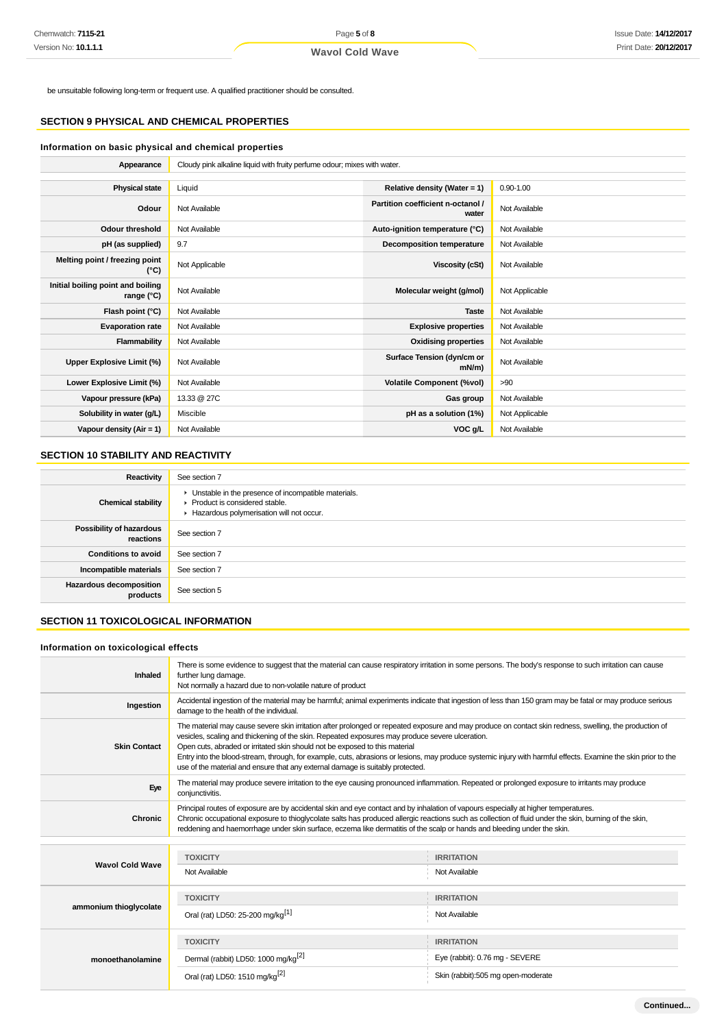be unsuitable following long-term or frequent use. A qualified practitioner should be consulted.

## SECTION 9 PHYSICAL AND CHEMICAL PROPERTIES

### Information on basic physical and chemical properties

| **Appearance** | Cloudy pink alkaline liquid with fruity perfume odour; mixes with water. | | |
|---|---|---|---|
| **Physical state** | Liquid | **Relative density (Water = 1)** | 0.90-1.00 |
| **Odour** | Not Available | **Partition coefficient n-octanol / water** | Not Available |
| **Odour threshold** | Not Available | **Auto-ignition temperature (°C)** | Not Available |
| **pH (as supplied)** | 9.7 | **Decomposition temperature** | Not Available |
| **Melting point / freezing point (°C)** | Not Applicable | **Viscosity (cSt)** | Not Available |
| **Initial boiling point and boiling range (°C)** | Not Available | **Molecular weight (g/mol)** | Not Applicable |
| **Flash point (°C)** | Not Available | **Taste** | Not Available |
| **Evaporation rate** | Not Available | **Explosive properties** | Not Available |
| **Flammability** | Not Available | **Oxidising properties** | Not Available |
| **Upper Explosive Limit (%)** | Not Available | **Surface Tension (dyn/cm or mN/m)** | Not Available |
| **Lower Explosive Limit (%)** | Not Available | **Volatile Component (%vol)** | >90 |
| **Vapour pressure (kPa)** | 13.33 @ 27C | **Gas group** | Not Available |
| **Solubility in water (g/L)** | Miscible | **pH as a solution (1%)** | Not Applicable |
| **Vapour density (Air = 1)** | Not Available | **VOC g/L** | Not Available |

## SECTION 10 STABILITY AND REACTIVITY

| **Reactivity** | See section 7 |
|---|---|
| **Chemical stability** | ▸ Unstable in the presence of incompatible materials.<br>▸ Product is considered stable.<br>▸ Hazardous polymerisation will not occur. |
| **Possibility of hazardous reactions** | See section 7 |
| **Conditions to avoid** | See section 7 |
| **Incompatible materials** | See section 7 |
| **Hazardous decomposition products** | See section 5 |

## SECTION 11 TOXICOLOGICAL INFORMATION

### Information on toxicological effects

| **Inhaled** | There is some evidence to suggest that the material can cause respiratory irritation in some persons. The body's response to such irritation can cause further lung damage.<br>Not normally a hazard due to non-volatile nature of product |
|---|---|
| **Ingestion** | Accidental ingestion of the material may be harmful; animal experiments indicate that ingestion of less than 150 gram may be fatal or may produce serious damage to the health of the individual. |
| **Skin Contact** | The material may cause severe skin irritation after prolonged or repeated exposure and may produce on contact skin redness, swelling, the production of vesicles, scaling and thickening of the skin. Repeated exposures may produce severe ulceration.<br>Open cuts, abraded or irritated skin should not be exposed to this material<br>Entry into the blood-stream, through, for example, cuts, abrasions or lesions, may produce systemic injury with harmful effects. Examine the skin prior to the use of the material and ensure that any external damage is suitably protected. |
| **Eye** | The material may produce severe irritation to the eye causing pronounced inflammation. Repeated or prolonged exposure to irritants may produce conjunctivitis. |
| **Chronic** | Principal routes of exposure are by accidental skin and eye contact and by inhalation of vapours especially at higher temperatures.<br>Chronic occupational exposure to thioglycolate salts has produced allergic reactions such as collection of fluid under the skin, burning of the skin, reddening and haemorrhage under skin surface, eczema like dermatitis of the scalp or hands and bleeding under the skin. |

| | TOXICITY | IRRITATION |
|---|---|---|
| **Wavol Cold Wave** | Not Available | Not Available |
| **ammonium thioglycolate** | Oral (rat) LD50: 25-200 mg/kg[1] | Not Available |
| **monoethanolamine** | Dermal (rabbit) LD50: 1000 mg/kg[2] | Eye (rabbit): 0.76 mg - SEVERE |
| | Oral (rat) LD50: 1510 mg/kg[2] | Skin (rabbit):505 mg open-moderate |

Continued...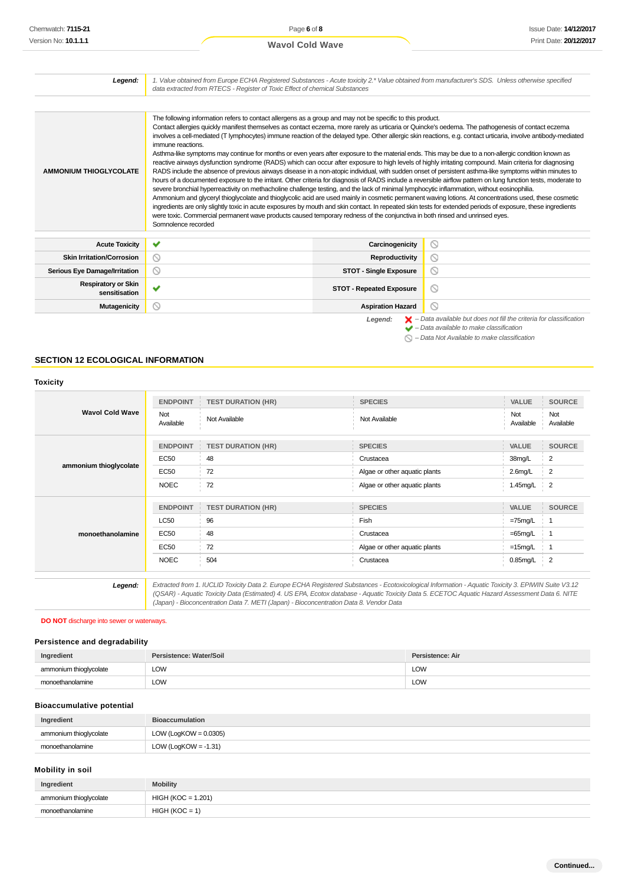| | |
|---|---|
| ***Legend:*** | *1. Value obtained from Europe ECHA Registered Substances - Acute toxicity 2.\* Value obtained from manufacturer's SDS. Unless otherwise specified data extracted from RTECS - Register of Toxic Effect of chemical Substances* |

| | |
|---|---|
| **AMMONIUM THIOGLYCOLATE** | The following information refers to contact allergens as a group and may not be specific to this product.<br>Contact allergies quickly manifest themselves as contact eczema, more rarely as urticaria or Quincke's oedema. The pathogenesis of contact eczema involves a cell-mediated (T lymphocytes) immune reaction of the delayed type. Other allergic skin reactions, e.g. contact urticaria, involve antibody-mediated immune reactions.<br>Asthma-like symptoms may continue for months or even years after exposure to the material ends. This may be due to a non-allergic condition known as reactive airways dysfunction syndrome (RADS) which can occur after exposure to high levels of highly irritating compound. Main criteria for diagnosing RADS include the absence of previous airways disease in a non-atopic individual, with sudden onset of persistent asthma-like symptoms within minutes to hours of a documented exposure to the irritant. Other criteria for diagnosis of RADS include a reversible airflow pattern on lung function tests, moderate to severe bronchial hyperreactivity on methacholine challenge testing, and the lack of minimal lymphocytic inflammation, without eosinophilia.<br>Ammonium and glyceryl thioglycolate and thioglycolic acid are used mainly in cosmetic permanent waving lotions. At concentrations used, these cosmetic ingredients are only slightly toxic in acute exposures by mouth and skin contact. In repeated skin tests for extended periods of exposure, these ingredients were toxic. Commercial permanent wave products caused temporary redness of the conjunctiva in both rinsed and unrinsed eyes.<br>Somnolence recorded |

| | | | |
|---|---|---|---|
| **Acute Toxicity** | ✔ | **Carcinogenicity** | ⃠ |
| **Skin Irritation/Corrosion** | ⃠ | **Reproductivity** | ⃠ |
| **Serious Eye Damage/Irritation** | ⃠ | **STOT - Single Exposure** | ⃠ |
| **Respiratory or Skin sensitisation** | ✔ | **STOT - Repeated Exposure** | ⃠ |
| **Mutagenicity** | ⃠ | **Aspiration Hazard** | ⃠ |

***Legend:***
✘ *– Data available but does not fill the criteria for classification*
✔ *– Data available to make classification*
⃠ *– Data Not Available to make classification*

## SECTION 12 ECOLOGICAL INFORMATION

### Toxicity

| | ENDPOINT | TEST DURATION (HR) | SPECIES | VALUE | SOURCE |
|---|---|---|---|---|---|
| **Wavol Cold Wave** | Not Available | Not Available | Not Available | Not Available | Not Available |
| **ammonium thioglycolate** | **ENDPOINT** | **TEST DURATION (HR)** | **SPECIES** | **VALUE** | **SOURCE** |
| | EC50 | 48 | Crustacea | 38mg/L | 2 |
| | EC50 | 72 | Algae or other aquatic plants | 2.6mg/L | 2 |
| | NOEC | 72 | Algae or other aquatic plants | 1.45mg/L | 2 |
| **monoethanolamine** | **ENDPOINT** | **TEST DURATION (HR)** | **SPECIES** | **VALUE** | **SOURCE** |
| | LC50 | 96 | Fish | =75mg/L | 1 |
| | EC50 | 48 | Crustacea | =65mg/L | 1 |
| | EC50 | 72 | Algae or other aquatic plants | =15mg/L | 1 |
| | NOEC | 504 | Crustacea | 0.85mg/L | 2 |

| | |
|---|---|
| ***Legend:*** | *Extracted from 1. IUCLID Toxicity Data 2. Europe ECHA Registered Substances - Ecotoxicological Information - Aquatic Toxicity 3. EPIWIN Suite V3.12 (QSAR) - Aquatic Toxicity Data (Estimated) 4. US EPA, Ecotox database - Aquatic Toxicity Data 5. ECETOC Aquatic Hazard Assessment Data 6. NITE (Japan) - Bioconcentration Data 7. METI (Japan) - Bioconcentration Data 8. Vendor Data* |

**DO NOT** discharge into sewer or waterways.

### Persistence and degradability

| Ingredient | Persistence: Water/Soil | Persistence: Air |
|---|---|---|
| ammonium thioglycolate | LOW | LOW |
| monoethanolamine | LOW | LOW |

### Bioaccumulative potential

| Ingredient | Bioaccumulation |
|---|---|
| ammonium thioglycolate | LOW (LogKOW = 0.0305) |
| monoethanolamine | LOW (LogKOW = -1.31) |

### Mobility in soil

| Ingredient | Mobility |
|---|---|
| ammonium thioglycolate | HIGH (KOC = 1.201) |
| monoethanolamine | HIGH (KOC = 1) |

**Continued...**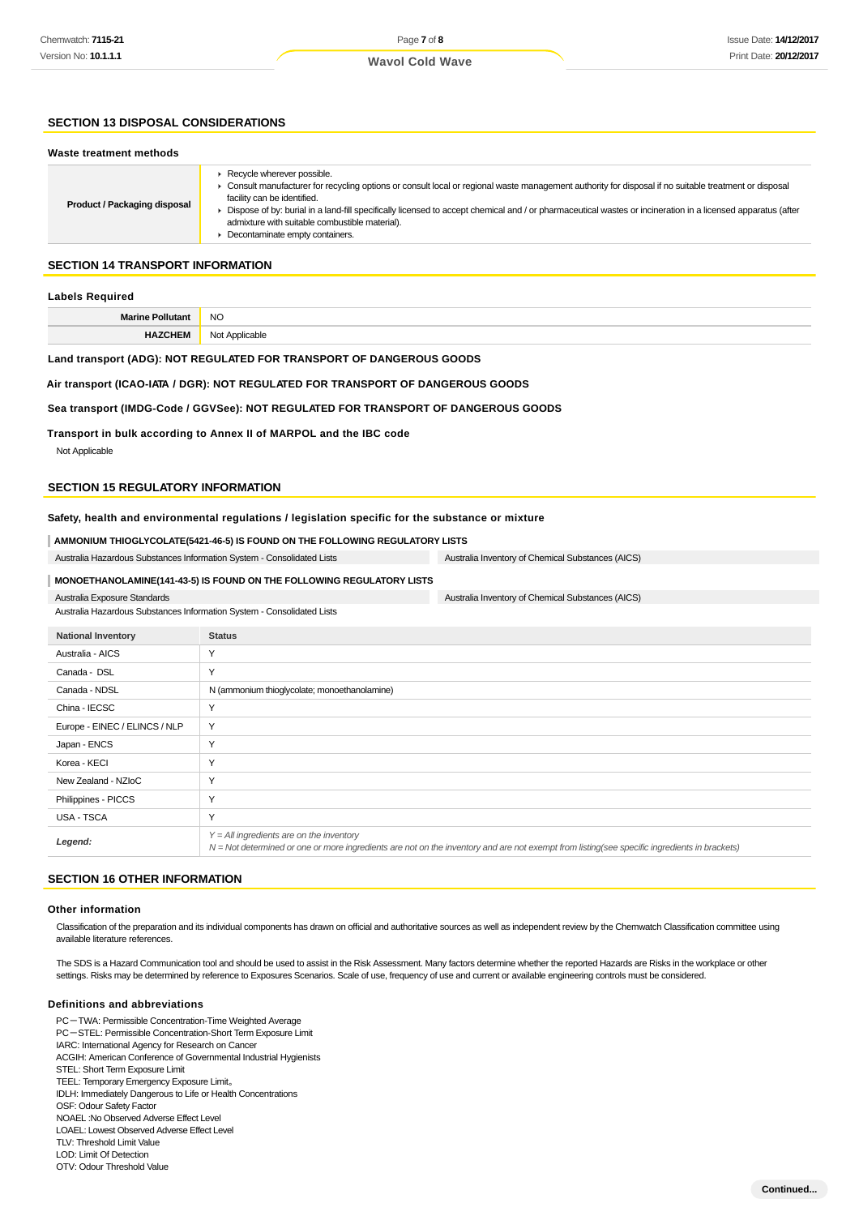## SECTION 13 DISPOSAL CONSIDERATIONS

### Waste treatment methods

| Product / Packaging disposal | ▸ Recycle wherever possible.<br>▸ Consult manufacturer for recycling options or consult local or regional waste management authority for disposal if no suitable treatment or disposal facility can be identified.<br>▸ Dispose of by: burial in a land-fill specifically licensed to accept chemical and / or pharmaceutical wastes or incineration in a licensed apparatus (after admixture with suitable combustible material).<br>▸ Decontaminate empty containers. |
|---|---|

## SECTION 14 TRANSPORT INFORMATION

### Labels Required

| Marine Pollutant | NO |
|---|---|
| HAZCHEM | Not Applicable |

**Land transport (ADG): NOT REGULATED FOR TRANSPORT OF DANGEROUS GOODS**

**Air transport (ICAO-IATA / DGR): NOT REGULATED FOR TRANSPORT OF DANGEROUS GOODS**

**Sea transport (IMDG-Code / GGVSee): NOT REGULATED FOR TRANSPORT OF DANGEROUS GOODS**

**Transport in bulk according to Annex II of MARPOL and the IBC code**

Not Applicable

## SECTION 15 REGULATORY INFORMATION

### Safety, health and environmental regulations / legislation specific for the substance or mixture

**AMMONIUM THIOGLYCOLATE(5421-46-5) IS FOUND ON THE FOLLOWING REGULATORY LISTS**

| Australia Hazardous Substances Information System - Consolidated Lists | Australia Inventory of Chemical Substances (AICS) |
|---|---|

**MONOETHANOLAMINE(141-43-5) IS FOUND ON THE FOLLOWING REGULATORY LISTS**

| Australia Exposure Standards | Australia Inventory of Chemical Substances (AICS) |
|---|---|
| Australia Hazardous Substances Information System - Consolidated Lists | |

| National Inventory | Status |
|---|---|
| Australia - AICS | Y |
| Canada - DSL | Y |
| Canada - NDSL | N (ammonium thioglycolate; monoethanolamine) |
| China - IECSC | Y |
| Europe - EINEC / ELINCS / NLP | Y |
| Japan - ENCS | Y |
| Korea - KECI | Y |
| New Zealand - NZIoC | Y |
| Philippines - PICCS | Y |
| USA - TSCA | Y |
| ***Legend:*** | *Y = All ingredients are on the inventory*<br>*N = Not determined or one or more ingredients are not on the inventory and are not exempt from listing(see specific ingredients in brackets)* |

## SECTION 16 OTHER INFORMATION

### Other information

Classification of the preparation and its individual components has drawn on official and authoritative sources as well as independent review by the Chemwatch Classification committee using available literature references.

The SDS is a Hazard Communication tool and should be used to assist in the Risk Assessment. Many factors determine whether the reported Hazards are Risks in the workplace or other settings. Risks may be determined by reference to Exposures Scenarios. Scale of use, frequency of use and current or available engineering controls must be considered.

### Definitions and abbreviations

PC－TWA: Permissible Concentration-Time Weighted Average
PC－STEL: Permissible Concentration-Short Term Exposure Limit
IARC: International Agency for Research on Cancer
ACGIH: American Conference of Governmental Industrial Hygienists
STEL: Short Term Exposure Limit
TEEL: Temporary Emergency Exposure Limit。
IDLH: Immediately Dangerous to Life or Health Concentrations
OSF: Odour Safety Factor
NOAEL :No Observed Adverse Effect Level
LOAEL: Lowest Observed Adverse Effect Level
TLV: Threshold Limit Value
LOD: Limit Of Detection
OTV: Odour Threshold Value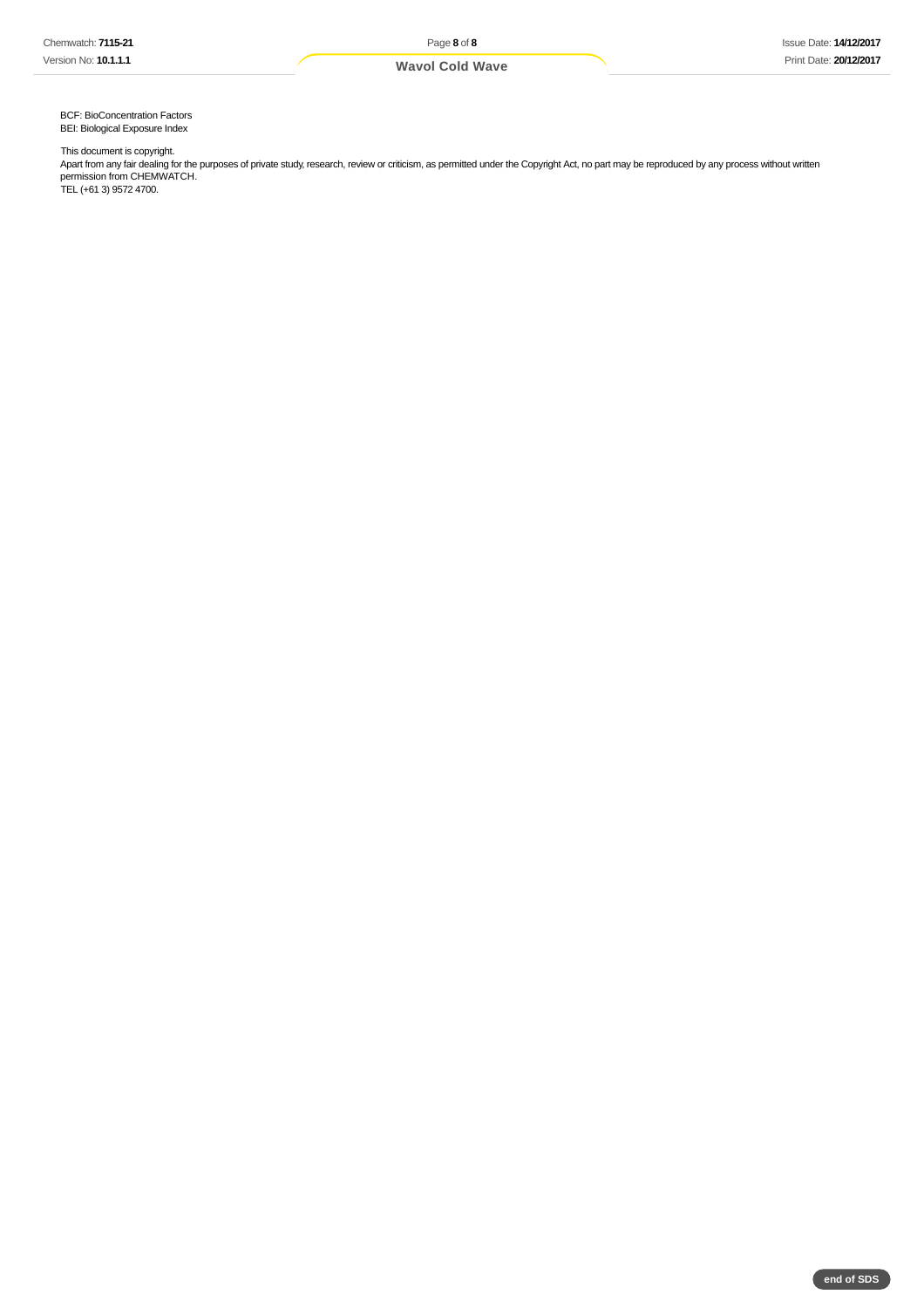BCF: BioConcentration Factors
BEI: Biological Exposure Index

This document is copyright.
Apart from any fair dealing for the purposes of private study, research, review or criticism, as permitted under the Copyright Act, no part may be reproduced by any process without written permission from CHEMWATCH.
TEL (+61 3) 9572 4700.

**end of SDS**